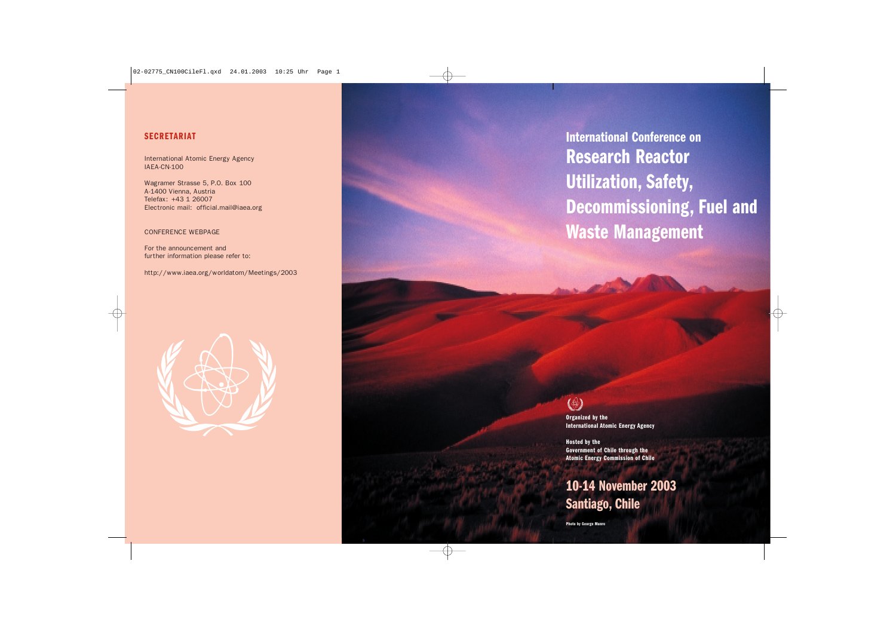## SECRETARIAT

International Atomic Energy Agency
IAEA-CN-100

Wagramer Strasse 5, P.O. Box 100
A-1400 Vienna, Austria
Telefax: +43 1 26007
Electronic mail: official.mail@iaea.org

CONFERENCE WEBPAGE

For the announcement and
further information please refer to:

http://www.iaea.org/worldatom/Meetings/2003

# International Conference on Research Reactor Utilization, Safety, Decommissioning, Fuel and Waste Management

**Organized by the**
**International Atomic Energy Agency**

**Hosted by the**
**Government of Chile through the**
**Atomic Energy Commission of Chile**

## 10-14 November 2003
## Santiago, Chile

Photo by George Munro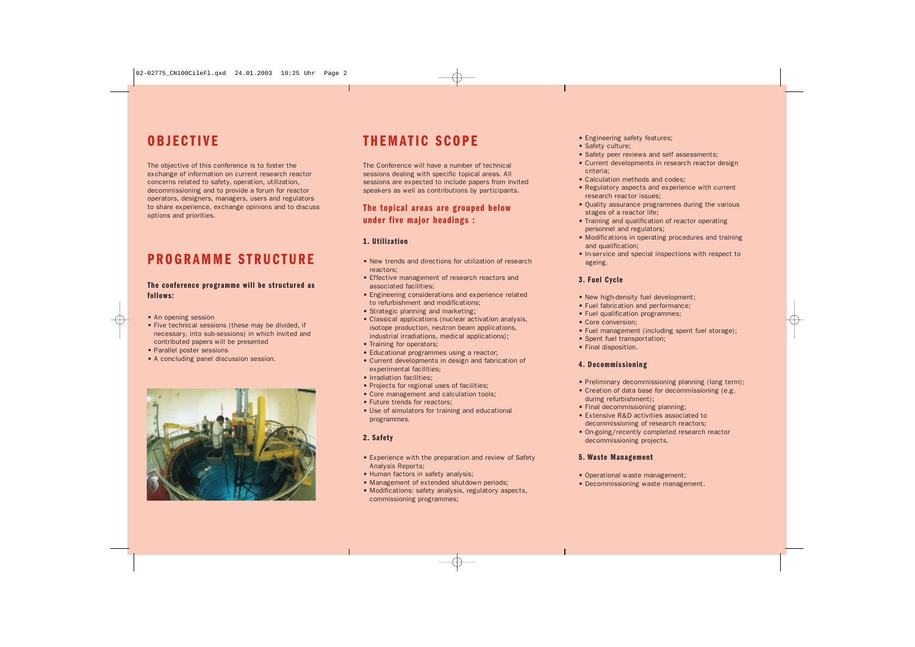# OBJECTIVE

The objective of this conference is to foster the exchange of information on current research reactor concerns related to safety, operation, utilization, decommissioning and to provide a forum for reactor operators, designers, managers, users and regulators to share experience, exchange opinions and to discuss options and priorities.

# PROGRAMME STRUCTURE

**The conference programme will be structured as follows:**

- An opening session
- Five technical sessions (these may be divided, if necessary, into sub-sessions) in which invited and contributed papers will be presented
- Parallel poster sessions
- A concluding panel discussion session.

# THEMATIC SCOPE

The Conference will have a number of technical sessions dealing with specific topical areas. All sessions are expected to include papers from invited speakers as well as contributions by participants.

## The topical areas are grouped below under five major headings :

### 1. Utilization

- New trends and directions for utilization of research reactors;
- Effective management of research reactors and associated facilities;
- Engineering considerations and experience related to refurbishment and modifications;
- Strategic planning and marketing;
- Classical applications (nuclear activation analysis, isotope production, neutron beam applications, industrial irradiations, medical applications);
- Training for operators;
- Educational programmes using a reactor;
- Current developments in design and fabrication of experimental facilities;
- Irradiation facilities;
- Projects for regional uses of facilities;
- Core management and calculation tools;
- Future trends for reactors;
- Use of simulators for training and educational programmes.

### 2. Safety

- Experience with the preparation and review of Safety Analysis Reports;
- Human factors in safety analysis;
- Management of extended shutdown periods;
- Modifications: safety analysis, regulatory aspects, commissioning programmes;
- Engineering safety features;
- Safety culture;
- Safety peer reviews and self assessments;
- Current developments in research reactor design criteria;
- Calculation methods and codes;
- Regulatory aspects and experience with current research reactor issues;
- Quality assurance programmes during the various stages of a reactor life;
- Training and qualification of reactor operating personnel and regulators;
- Modifications in operating procedures and training and qualification;
- In-service and special inspections with respect to ageing.

### 3. Fuel Cycle

- New high-density fuel development;
- Fuel fabrication and performance;
- Fuel qualification programmes;
- Core conversion;
- Fuel management (including spent fuel storage);
- Spent fuel transportation;
- Final disposition.

### 4. Decommissioning

- Preliminary decommissioning planning (long term);
- Creation of data base for decommissioning (e.g. during refurbishment);
- Final decommissioning planning;
- Extensive R&D activities associated to decommissioning of research reactors;
- On-going/recently completed research reactor decommissioning projects.

### 5. Waste Management

- Operational waste management;
- Decommissioning waste management.